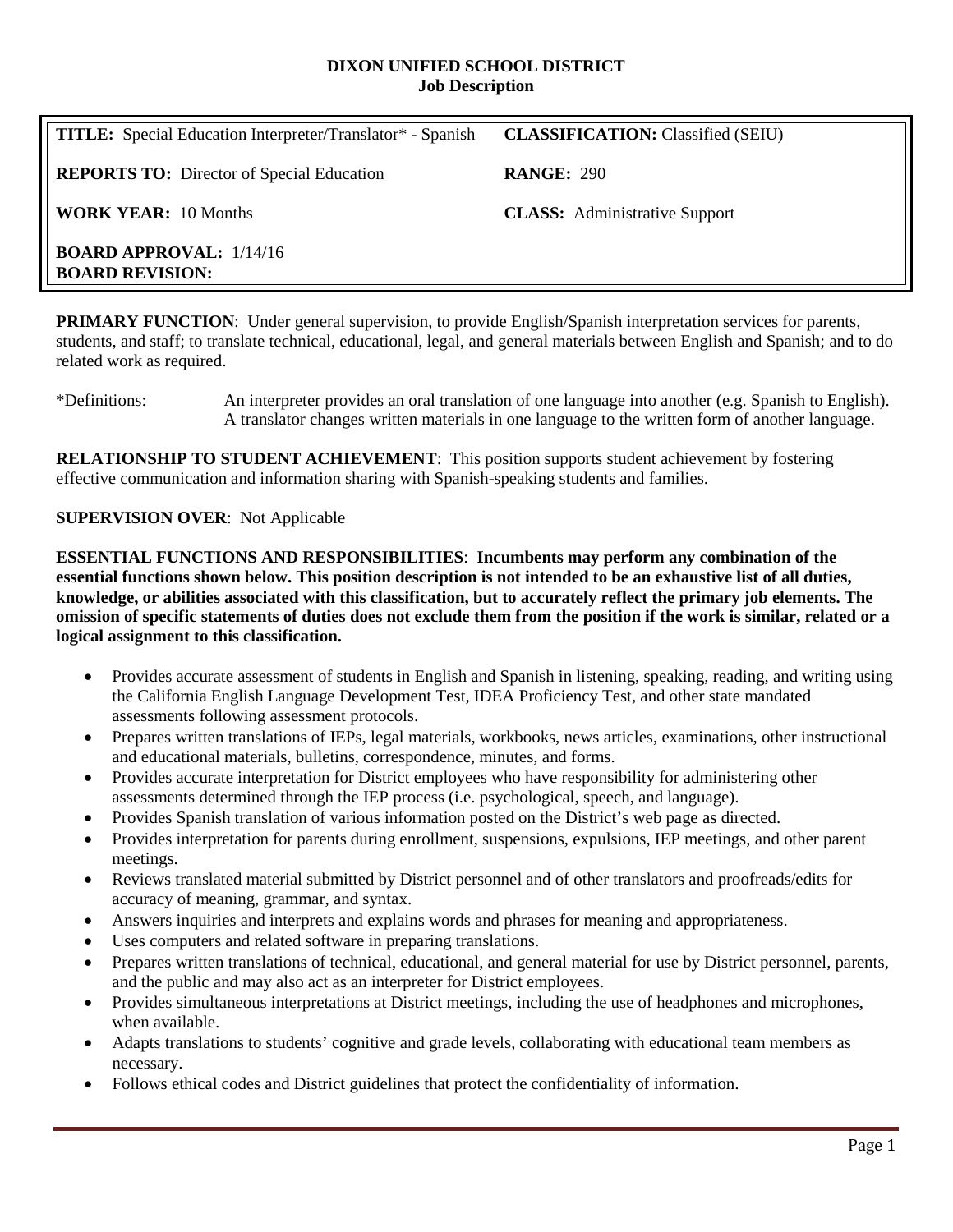# DIXON UNIFIED SCHOOL DISTRICT
## Job Description

| | |
|---|---|
| **TITLE:** Special Education Interpreter/Translator* - Spanish | **CLASSIFICATION:** Classified (SEIU) |
| **REPORTS TO:** Director of Special Education | **RANGE:** 290 |
| **WORK YEAR:** 10 Months | **CLASS:** Administrative Support |
| **BOARD APPROVAL:** 1/14/16<br>**BOARD REVISION:** | |

**PRIMARY FUNCTION**: Under general supervision, to provide English/Spanish interpretation services for parents, students, and staff; to translate technical, educational, legal, and general materials between English and Spanish; and to do related work as required.

*Definitions: An interpreter provides an oral translation of one language into another (e.g. Spanish to English). A translator changes written materials in one language to the written form of another language.

**RELATIONSHIP TO STUDENT ACHIEVEMENT**: This position supports student achievement by fostering effective communication and information sharing with Spanish-speaking students and families.

**SUPERVISION OVER**: Not Applicable

**ESSENTIAL FUNCTIONS AND RESPONSIBILITIES**: **Incumbents may perform any combination of the essential functions shown below. This position description is not intended to be an exhaustive list of all duties, knowledge, or abilities associated with this classification, but to accurately reflect the primary job elements. The omission of specific statements of duties does not exclude them from the position if the work is similar, related or a logical assignment to this classification.**

- Provides accurate assessment of students in English and Spanish in listening, speaking, reading, and writing using the California English Language Development Test, IDEA Proficiency Test, and other state mandated assessments following assessment protocols.
- Prepares written translations of IEPs, legal materials, workbooks, news articles, examinations, other instructional and educational materials, bulletins, correspondence, minutes, and forms.
- Provides accurate interpretation for District employees who have responsibility for administering other assessments determined through the IEP process (i.e. psychological, speech, and language).
- Provides Spanish translation of various information posted on the District's web page as directed.
- Provides interpretation for parents during enrollment, suspensions, expulsions, IEP meetings, and other parent meetings.
- Reviews translated material submitted by District personnel and of other translators and proofreads/edits for accuracy of meaning, grammar, and syntax.
- Answers inquiries and interprets and explains words and phrases for meaning and appropriateness.
- Uses computers and related software in preparing translations.
- Prepares written translations of technical, educational, and general material for use by District personnel, parents, and the public and may also act as an interpreter for District employees.
- Provides simultaneous interpretations at District meetings, including the use of headphones and microphones, when available.
- Adapts translations to students' cognitive and grade levels, collaborating with educational team members as necessary.
- Follows ethical codes and District guidelines that protect the confidentiality of information.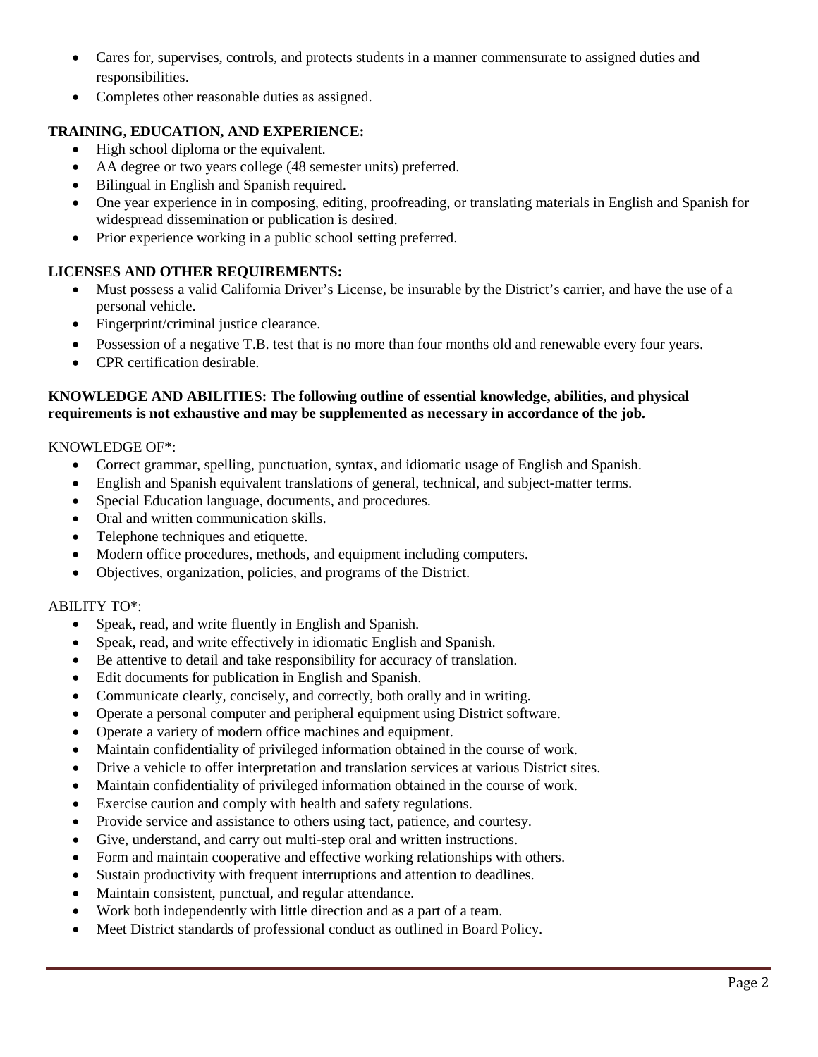- Cares for, supervises, controls, and protects students in a manner commensurate to assigned duties and responsibilities.
- Completes other reasonable duties as assigned.

**TRAINING, EDUCATION, AND EXPERIENCE:**

- High school diploma or the equivalent.
- AA degree or two years college (48 semester units) preferred.
- Bilingual in English and Spanish required.
- One year experience in in composing, editing, proofreading, or translating materials in English and Spanish for widespread dissemination or publication is desired.
- Prior experience working in a public school setting preferred.

**LICENSES AND OTHER REQUIREMENTS:**

- Must possess a valid California Driver's License, be insurable by the District's carrier, and have the use of a personal vehicle.
- Fingerprint/criminal justice clearance.
- Possession of a negative T.B. test that is no more than four months old and renewable every four years.
- CPR certification desirable.

**KNOWLEDGE AND ABILITIES: The following outline of essential knowledge, abilities, and physical requirements is not exhaustive and may be supplemented as necessary in accordance of the job.**

KNOWLEDGE OF*:

- Correct grammar, spelling, punctuation, syntax, and idiomatic usage of English and Spanish.
- English and Spanish equivalent translations of general, technical, and subject-matter terms.
- Special Education language, documents, and procedures.
- Oral and written communication skills.
- Telephone techniques and etiquette.
- Modern office procedures, methods, and equipment including computers.
- Objectives, organization, policies, and programs of the District.

ABILITY TO*:

- Speak, read, and write fluently in English and Spanish.
- Speak, read, and write effectively in idiomatic English and Spanish.
- Be attentive to detail and take responsibility for accuracy of translation.
- Edit documents for publication in English and Spanish.
- Communicate clearly, concisely, and correctly, both orally and in writing.
- Operate a personal computer and peripheral equipment using District software.
- Operate a variety of modern office machines and equipment.
- Maintain confidentiality of privileged information obtained in the course of work.
- Drive a vehicle to offer interpretation and translation services at various District sites.
- Maintain confidentiality of privileged information obtained in the course of work.
- Exercise caution and comply with health and safety regulations.
- Provide service and assistance to others using tact, patience, and courtesy.
- Give, understand, and carry out multi-step oral and written instructions.
- Form and maintain cooperative and effective working relationships with others.
- Sustain productivity with frequent interruptions and attention to deadlines.
- Maintain consistent, punctual, and regular attendance.
- Work both independently with little direction and as a part of a team.
- Meet District standards of professional conduct as outlined in Board Policy.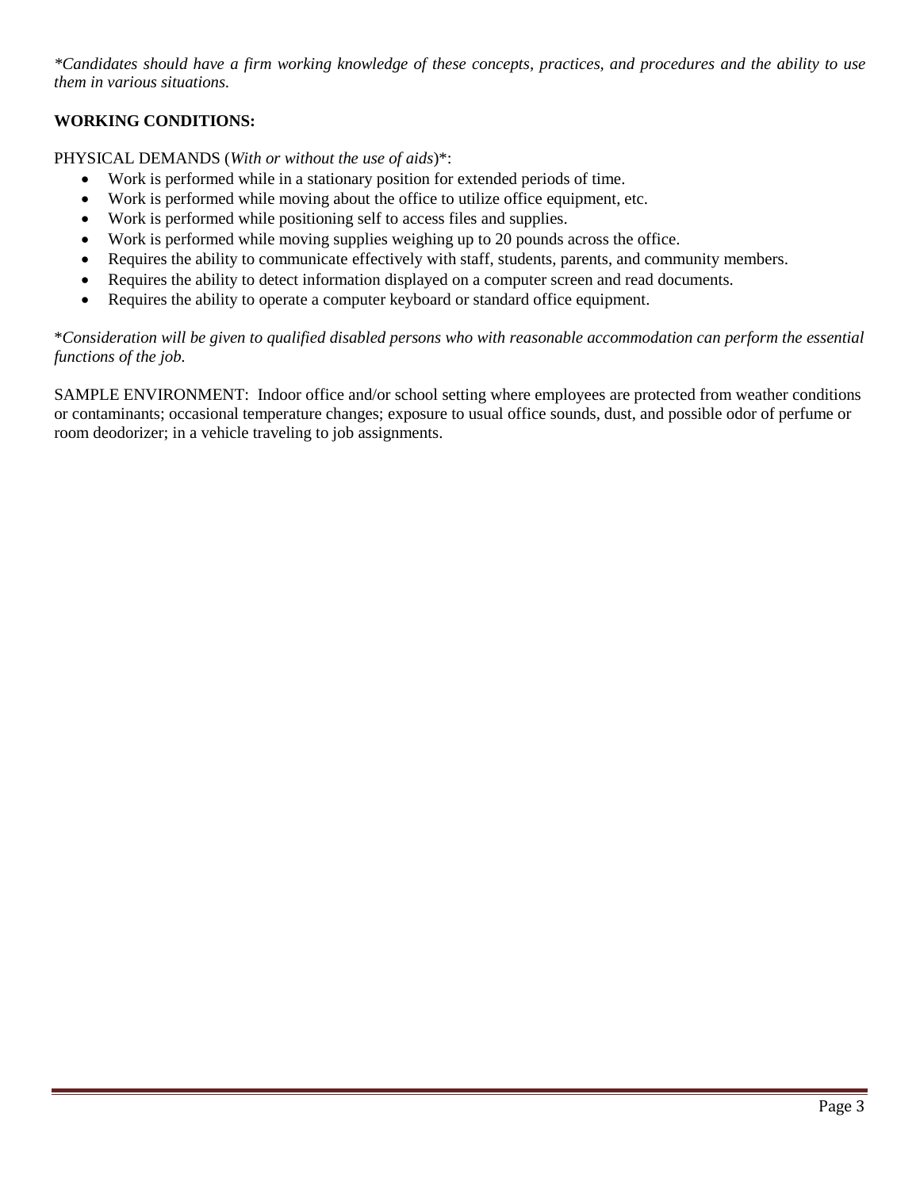*\*Candidates should have a firm working knowledge of these concepts, practices, and procedures and the ability to use them in various situations.*

**WORKING CONDITIONS:**

PHYSICAL DEMANDS (*With or without the use of aids*)*:

- Work is performed while in a stationary position for extended periods of time.
- Work is performed while moving about the office to utilize office equipment, etc.
- Work is performed while positioning self to access files and supplies.
- Work is performed while moving supplies weighing up to 20 pounds across the office.
- Requires the ability to communicate effectively with staff, students, parents, and community members.
- Requires the ability to detect information displayed on a computer screen and read documents.
- Requires the ability to operate a computer keyboard or standard office equipment.

*\*Consideration will be given to qualified disabled persons who with reasonable accommodation can perform the essential functions of the job.*

SAMPLE ENVIRONMENT: Indoor office and/or school setting where employees are protected from weather conditions or contaminants; occasional temperature changes; exposure to usual office sounds, dust, and possible odor of perfume or room deodorizer; in a vehicle traveling to job assignments.